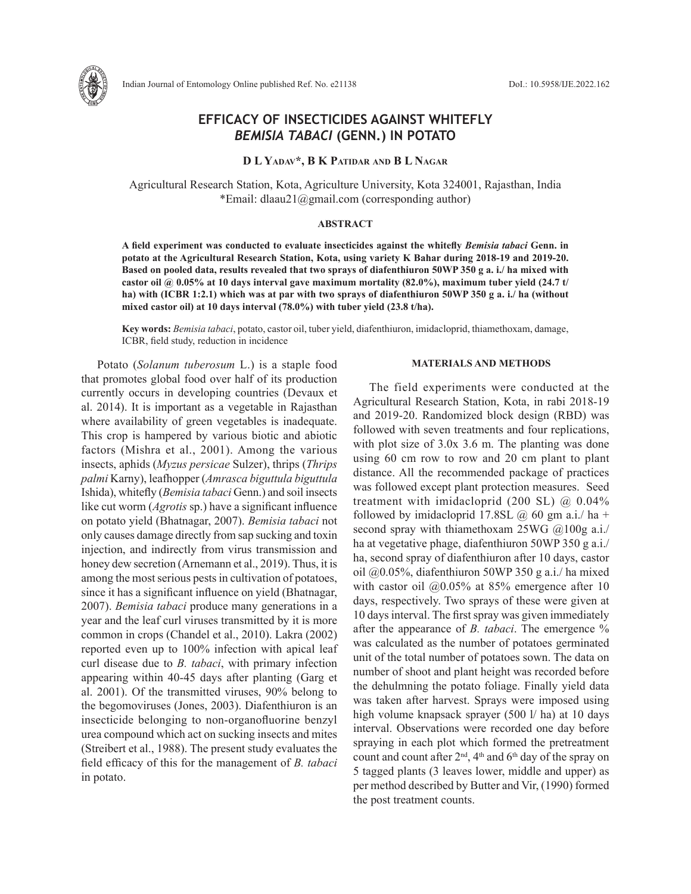# EFFICACY OF INSECTICIDES AGAINST WHITEFLY *BEMISIA TABACI* (GENN.) IN POTATO

**D L Yadav\*, B K Patidar and B L Nagar**

Agricultural Research Station, Kota, Agriculture University, Kota 324001, Rajasthan, India
\*Email: dlaau21@gmail.com (corresponding author)

## ABSTRACT

**A field experiment was conducted to evaluate insecticides against the whitefly *Bemisia tabaci* Genn. in potato at the Agricultural Research Station, Kota, using variety K Bahar during 2018-19 and 2019-20. Based on pooled data, results revealed that two sprays of diafenthiuron 50WP 350 g a. i./ ha mixed with castor oil @ 0.05% at 10 days interval gave maximum mortality (82.0%), maximum tuber yield (24.7 t/ ha) with (ICBR 1:2.1) which was at par with two sprays of diafenthiuron 50WP 350 g a. i./ ha (without mixed castor oil) at 10 days interval (78.0%) with tuber yield (23.8 t/ha).**

**Key words:** *Bemisia tabaci*, potato, castor oil, tuber yield, diafenthiuron, imidacloprid, thiamethoxam, damage, ICBR, field study, reduction in incidence

Potato (*Solanum tuberosum* L.) is a staple food that promotes global food over half of its production currently occurs in developing countries (Devaux et al. 2014). It is important as a vegetable in Rajasthan where availability of green vegetables is inadequate. This crop is hampered by various biotic and abiotic factors (Mishra et al., 2001). Among the various insects, aphids (*Myzus persicae* Sulzer), thrips (*Thrips palmi* Karny), leafhopper (*Amrasca biguttula biguttula* Ishida), whitefly (*Bemisia tabaci* Genn.) and soil insects like cut worm (*Agrotis* sp.) have a significant influence on potato yield (Bhatnagar, 2007). *Bemisia tabaci* not only causes damage directly from sap sucking and toxin injection, and indirectly from virus transmission and honey dew secretion (Arnemann et al., 2019). Thus, it is among the most serious pests in cultivation of potatoes, since it has a significant influence on yield (Bhatnagar, 2007). *Bemisia tabaci* produce many generations in a year and the leaf curl viruses transmitted by it is more common in crops (Chandel et al., 2010). Lakra (2002) reported even up to 100% infection with apical leaf curl disease due to *B. tabaci*, with primary infection appearing within 40-45 days after planting (Garg et al. 2001). Of the transmitted viruses, 90% belong to the begomoviruses (Jones, 2003). Diafenthiuron is an insecticide belonging to non-organofluorine benzyl urea compound which act on sucking insects and mites (Streibert et al., 1988). The present study evaluates the field efficacy of this for the management of *B. tabaci* in potato.

## MATERIALS AND METHODS

The field experiments were conducted at the Agricultural Research Station, Kota, in rabi 2018-19 and 2019-20. Randomized block design (RBD) was followed with seven treatments and four replications, with plot size of 3.0x 3.6 m. The planting was done using 60 cm row to row and 20 cm plant to plant distance. All the recommended package of practices was followed except plant protection measures. Seed treatment with imidacloprid (200 SL) @ 0.04% followed by imidacloprid 17.8SL @ 60 gm a.i./ ha + second spray with thiamethoxam 25WG @100g a.i./ ha at vegetative phage, diafenthiuron 50WP 350 g a.i./ ha, second spray of diafenthiuron after 10 days, castor oil @0.05%, diafenthiuron 50WP 350 g a.i./ ha mixed with castor oil @0.05% at 85% emergence after 10 days, respectively. Two sprays of these were given at 10 days interval. The first spray was given immediately after the appearance of *B. tabaci*. The emergence % was calculated as the number of potatoes germinated unit of the total number of potatoes sown. The data on number of shoot and plant height was recorded before the dehulmning the potato foliage. Finally yield data was taken after harvest. Sprays were imposed using high volume knapsack sprayer (500 l/ ha) at 10 days interval. Observations were recorded one day before spraying in each plot which formed the pretreatment count and count after 2nd, 4th and 6th day of the spray on 5 tagged plants (3 leaves lower, middle and upper) as per method described by Butter and Vir, (1990) formed the post treatment counts.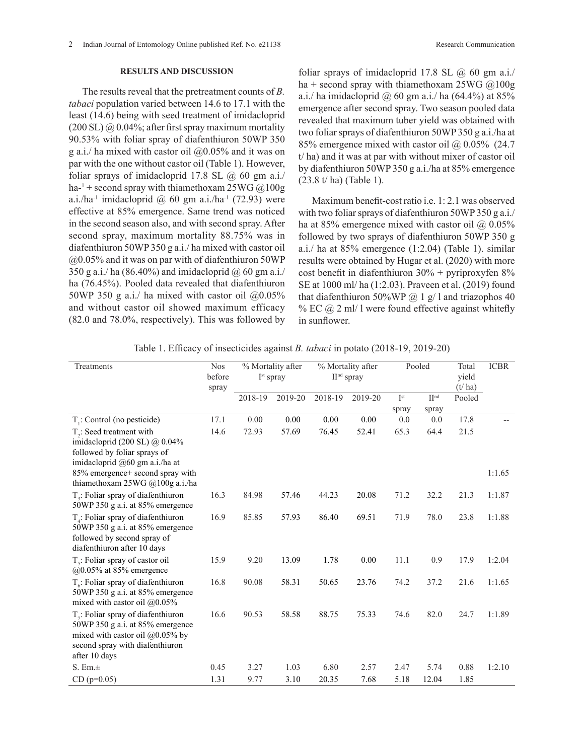## RESULTS AND DISCUSSION

The results reveal that the pretreatment counts of *B. tabaci* population varied between 14.6 to 17.1 with the least (14.6) being with seed treatment of imidacloprid (200 SL) @ 0.04%; after first spray maximum mortality 90.53% with foliar spray of diafenthiuron 50WP 350 g a.i./ ha mixed with castor oil @0.05% and it was on par with the one without castor oil (Table 1). However, foliar sprays of imidacloprid 17.8 SL @ 60 gm a.i./ ha-$^{1}$ + second spray with thiamethoxam 25WG @100g a.i./ha$^{-1}$ imidacloprid @ 60 gm a.i./ha$^{-1}$ (72.93) were effective at 85% emergence. Same trend was noticed in the second season also, and with second spray. After second spray, maximum mortality 88.75% was in diafenthiuron 50WP 350 g a.i./ ha mixed with castor oil @0.05% and it was on par with of diafenthiuron 50WP 350 g a.i./ ha (86.40%) and imidacloprid @ 60 gm a.i./ ha (76.45%). Pooled data revealed that diafenthiuron 50WP 350 g a.i./ ha mixed with castor oil @0.05% and without castor oil showed maximum efficacy (82.0 and 78.0%, respectively). This was followed by foliar sprays of imidacloprid 17.8 SL @ 60 gm a.i./ ha + second spray with thiamethoxam 25WG @100g a.i./ ha imidacloprid @ 60 gm a.i./ ha (64.4%) at 85% emergence after second spray. Two season pooled data revealed that maximum tuber yield was obtained with two foliar sprays of diafenthiuron 50WP 350 g a.i./ha at 85% emergence mixed with castor oil @ 0.05% (24.7 t/ ha) and it was at par with without mixer of castor oil by diafenthiuron 50WP 350 g a.i./ha at 85% emergence (23.8 t/ ha) (Table 1).

Maximum benefit-cost ratio i.e. 1: 2.1 was observed with two foliar sprays of diafenthiuron 50WP 350 g a.i./ ha at 85% emergence mixed with castor oil @ 0.05% followed by two sprays of diafenthiuron 50WP 350 g a.i./ ha at 85% emergence (1:2.04) (Table 1). similar results were obtained by Hugar et al. (2020) with more cost benefit in diafenthiuron 30% + pyriproxyfen 8% SE at 1000 ml/ ha (1:2.03). Praveen et al. (2019) found that diafenthiuron 50%WP @ 1 g/ l and triazophos 40 % EC @ 2 ml/ l were found effective against whitefly in sunflower.

Table 1. Efficacy of insecticides against *B. tabaci* in potato (2018-19, 2019-20)

| Treatments | Nos before spray | % Mortality after I$^{st}$ spray | | % Mortality after II$^{nd}$ spray | | Pooled | | Total yield (t/ ha) | ICBR |
|---|---|---|---|---|---|---|---|---|---|
| | | 2018-19 | 2019-20 | 2018-19 | 2019-20 | I$^{st}$ spray | II$^{nd}$ spray | Pooled | |
| $T_1$: Control (no pesticide) | 17.1 | 0.00 | 0.00 | 0.00 | 0.00 | 0.0 | 0.0 | 17.8 | -- |
| $T_2$: Seed treatment with imidacloprid (200 SL) @ 0.04% followed by foliar sprays of imidacloprid @60 gm a.i./ha at 85% emergence+ second spray with thiamethoxam 25WG @100g a.i./ha | 14.6 | 72.93 | 57.69 | 76.45 | 52.41 | 65.3 | 64.4 | 21.5 | 1:1.65 |
| $T_3$: Foliar spray of diafenthiuron 50WP 350 g a.i. at 85% emergence | 16.3 | 84.98 | 57.46 | 44.23 | 20.08 | 71.2 | 32.2 | 21.3 | 1:1.87 |
| $T_4$: Foliar spray of diafenthiuron 50WP 350 g a.i. at 85% emergence followed by second spray of diafenthiuron after 10 days | 16.9 | 85.85 | 57.93 | 86.40 | 69.51 | 71.9 | 78.0 | 23.8 | 1:1.88 |
| $T_5$: Foliar spray of castor oil @0.05% at 85% emergence | 15.9 | 9.20 | 13.09 | 1.78 | 0.00 | 11.1 | 0.9 | 17.9 | 1:2.04 |
| $T_6$: Foliar spray of diafenthiuron 50WP 350 g a.i. at 85% emergence mixed with castor oil @0.05% | 16.8 | 90.08 | 58.31 | 50.65 | 23.76 | 74.2 | 37.2 | 21.6 | 1:1.65 |
| $T_7$: Foliar spray of diafenthiuron 50WP 350 g a.i. at 85% emergence mixed with castor oil @0.05% by second spray with diafenthiuron after 10 days | 16.6 | 90.53 | 58.58 | 88.75 | 75.33 | 74.6 | 82.0 | 24.7 | 1:1.89 |
| S. Em.± | 0.45 | 3.27 | 1.03 | 6.80 | 2.57 | 2.47 | 5.74 | 0.88 | 1:2.10 |
| CD (p=0.05) | 1.31 | 9.77 | 3.10 | 20.35 | 7.68 | 5.18 | 12.04 | 1.85 | |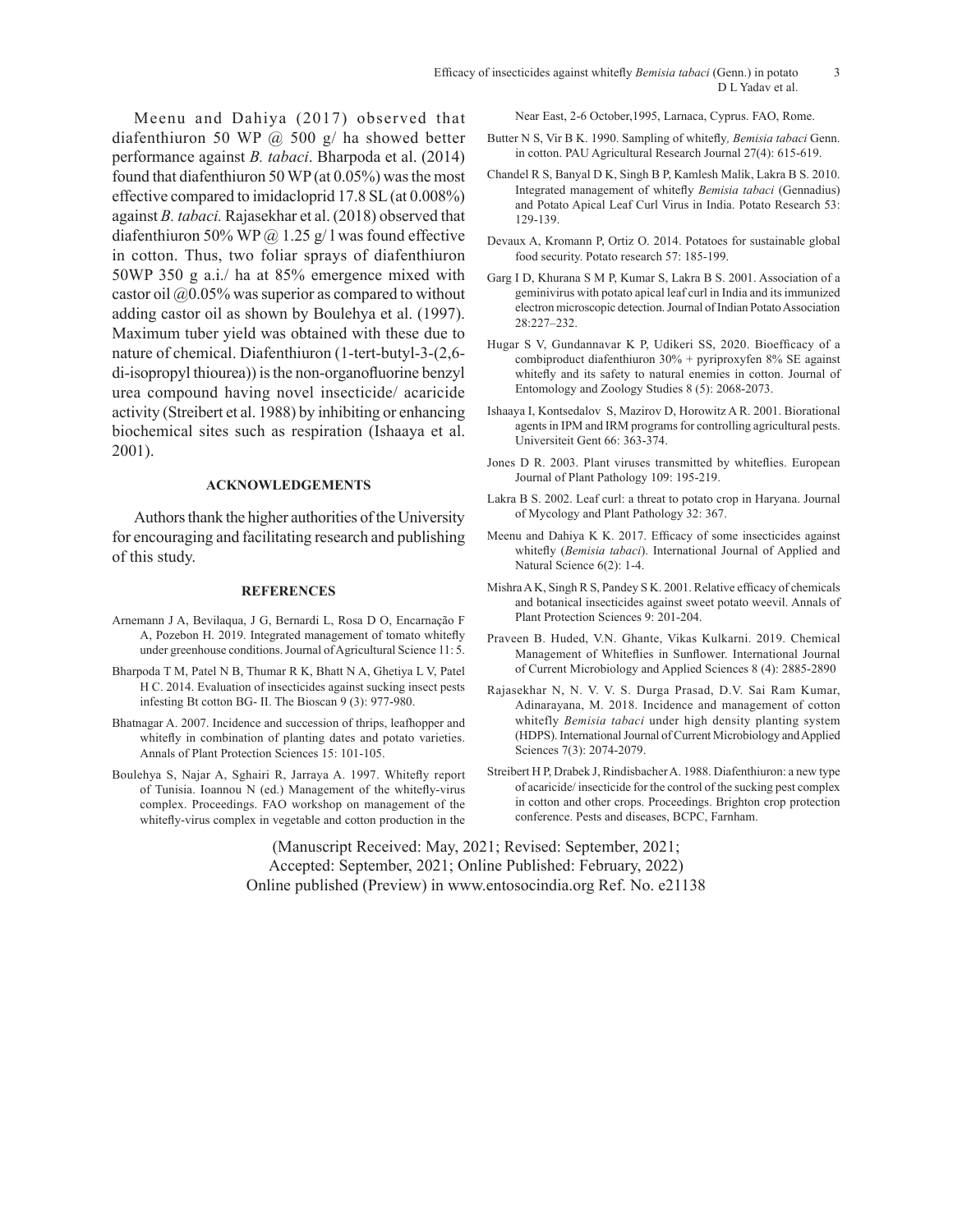Meenu and Dahiya (2017) observed that diafenthiuron 50 WP @ 500 g/ ha showed better performance against *B. tabaci*. Bharpoda et al. (2014) found that diafenthiuron 50 WP (at 0.05%) was the most effective compared to imidacloprid 17.8 SL (at 0.008%) against *B. tabaci.* Rajasekhar et al. (2018) observed that diafenthiuron 50% WP @ 1.25 g/ l was found effective in cotton. Thus, two foliar sprays of diafenthiuron 50WP 350 g a.i./ ha at 85% emergence mixed with castor oil @0.05% was superior as compared to without adding castor oil as shown by Boulehya et al. (1997). Maximum tuber yield was obtained with these due to nature of chemical. Diafenthiuron (1-tert-butyl-3-(2,6-di-isopropyl thiourea)) is the non-organofluorine benzyl urea compound having novel insecticide/ acaricide activity (Streibert et al. 1988) by inhibiting or enhancing biochemical sites such as respiration (Ishaaya et al. 2001).

## ACKNOWLEDGEMENTS

Authors thank the higher authorities of the University for encouraging and facilitating research and publishing of this study.

## REFERENCES

Arnemann J A, Bevilaqua, J G, Bernardi L, Rosa D O, Encarnação F A, Pozebon H. 2019. Integrated management of tomato whitefly under greenhouse conditions. Journal of Agricultural Science 11: 5.

Bharpoda T M, Patel N B, Thumar R K, Bhatt N A, Ghetiya L V, Patel H C. 2014. Evaluation of insecticides against sucking insect pests infesting Bt cotton BG- II. The Bioscan 9 (3): 977-980.

Bhatnagar A. 2007. Incidence and succession of thrips, leafhopper and whitefly in combination of planting dates and potato varieties. Annals of Plant Protection Sciences 15: 101-105.

Boulehya S, Najar A, Sghairi R, Jarraya A. 1997. Whitefly report of Tunisia. Ioannou N (ed.) Management of the whitefly-virus complex. Proceedings. FAO workshop on management of the whitefly-virus complex in vegetable and cotton production in the Near East, 2-6 October,1995, Larnaca, Cyprus. FAO, Rome.

Butter N S, Vir B K. 1990. Sampling of whitefly, *Bemisia tabaci* Genn. in cotton. PAU Agricultural Research Journal 27(4): 615-619.

Chandel R S, Banyal D K, Singh B P, Kamlesh Malik, Lakra B S. 2010. Integrated management of whitefly *Bemisia tabaci* (Gennadius) and Potato Apical Leaf Curl Virus in India. Potato Research 53: 129-139.

Devaux A, Kromann P, Ortiz O. 2014. Potatoes for sustainable global food security. Potato research 57: 185-199.

Garg I D, Khurana S M P, Kumar S, Lakra B S. 2001. Association of a geminivirus with potato apical leaf curl in India and its immunized electron microscopic detection. Journal of Indian Potato Association 28:227–232.

Hugar S V, Gundannavar K P, Udikeri SS, 2020. Bioefficacy of a combiproduct diafenthiuron 30% + pyriproxyfen 8% SE against whitefly and its safety to natural enemies in cotton. Journal of Entomology and Zoology Studies 8 (5): 2068-2073.

Ishaaya I, Kontsedalov S, Mazirov D, Horowitz A R. 2001. Biorational agents in IPM and IRM programs for controlling agricultural pests. Universiteit Gent 66: 363-374.

Jones D R. 2003. Plant viruses transmitted by whiteflies. European Journal of Plant Pathology 109: 195-219.

Lakra B S. 2002. Leaf curl: a threat to potato crop in Haryana. Journal of Mycology and Plant Pathology 32: 367.

Meenu and Dahiya K K. 2017. Efficacy of some insecticides against whitefly (*Bemisia tabaci*). International Journal of Applied and Natural Science 6(2): 1-4.

Mishra A K, Singh R S, Pandey S K. 2001. Relative efficacy of chemicals and botanical insecticides against sweet potato weevil. Annals of Plant Protection Sciences 9: 201-204.

Praveen B. Huded, V.N. Ghante, Vikas Kulkarni. 2019. Chemical Management of Whiteflies in Sunflower. International Journal of Current Microbiology and Applied Sciences 8 (4): 2885-2890

Rajasekhar N, N. V. V. S. Durga Prasad, D.V. Sai Ram Kumar, Adinarayana, M. 2018. Incidence and management of cotton whitefly *Bemisia tabaci* under high density planting system (HDPS). International Journal of Current Microbiology and Applied Sciences 7(3): 2074-2079.

Streibert H P, Drabek J, Rindisbacher A. 1988. Diafenthiuron: a new type of acaricide/ insecticide for the control of the sucking pest complex in cotton and other crops. Proceedings. Brighton crop protection conference. Pests and diseases, BCPC, Farnham.

(Manuscript Received: May, 2021; Revised: September, 2021; Accepted: September, 2021; Online Published: February, 2022)
Online published (Preview) in www.entosocindia.org Ref. No. e21138